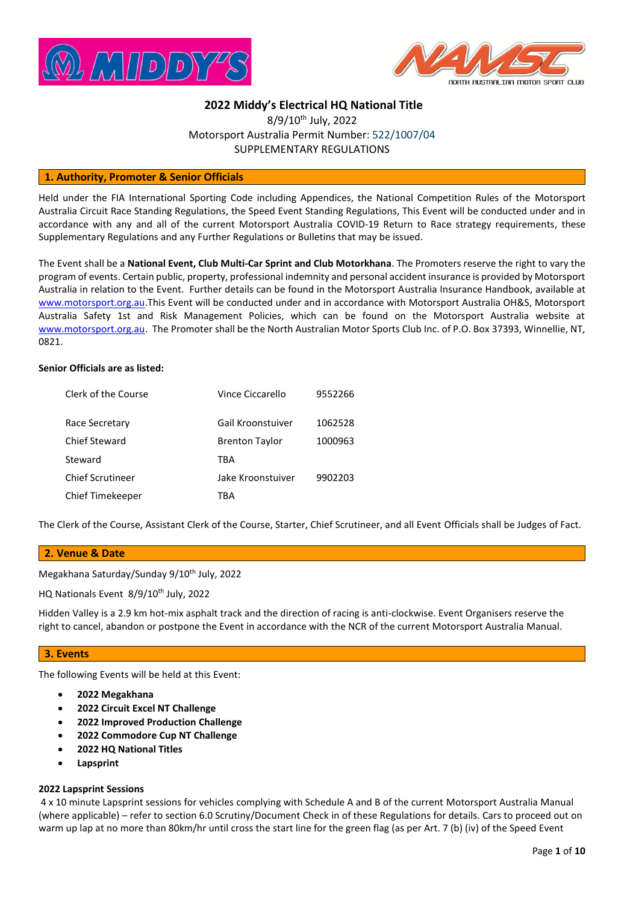# 2022 Middy's Electrical HQ National Title

8/9/10th July, 2022

Motorsport Australia Permit Number: 522/1007/04

SUPPLEMENTARY REGULATIONS

## 1. Authority, Promoter & Senior Officials

Held under the FIA International Sporting Code including Appendices, the National Competition Rules of the Motorsport Australia Circuit Race Standing Regulations, the Speed Event Standing Regulations, This Event will be conducted under and in accordance with any and all of the current Motorsport Australia COVID-19 Return to Race strategy requirements, these Supplementary Regulations and any Further Regulations or Bulletins that may be issued.

The Event shall be a **National Event, Club Multi-Car Sprint and Club Motorkhana**. The Promoters reserve the right to vary the program of events. Certain public, property, professional indemnity and personal accident insurance is provided by Motorsport Australia in relation to the Event. Further details can be found in the Motorsport Australia Insurance Handbook, available at www.motorsport.org.au.This Event will be conducted under and in accordance with Motorsport Australia OH&S, Motorsport Australia Safety 1st and Risk Management Policies, which can be found on the Motorsport Australia website at www.motorsport.org.au. The Promoter shall be the North Australian Motor Sports Club Inc. of P.O. Box 37393, Winnellie, NT, 0821.

**Senior Officials are as listed:**

| | | |
|---|---|---|
| Clerk of the Course | Vince Ciccarello | 9552266 |
| Race Secretary | Gail Kroonstuiver | 1062528 |
| Chief Steward | Brenton Taylor | 1000963 |
| Steward | TBA | |
| Chief Scrutineer | Jake Kroonstuiver | 9902203 |
| Chief Timekeeper | TBA | |

The Clerk of the Course, Assistant Clerk of the Course, Starter, Chief Scrutineer, and all Event Officials shall be Judges of Fact.

## 2. Venue & Date

Megakhana Saturday/Sunday 9/10th July, 2022

HQ Nationals Event 8/9/10th July, 2022

Hidden Valley is a 2.9 km hot-mix asphalt track and the direction of racing is anti-clockwise. Event Organisers reserve the right to cancel, abandon or postpone the Event in accordance with the NCR of the current Motorsport Australia Manual.

## 3. Events

The following Events will be held at this Event:

- **2022 Megakhana**
- **2022 Circuit Excel NT Challenge**
- **2022 Improved Production Challenge**
- **2022 Commodore Cup NT Challenge**
- **2022 HQ National Titles**
- **Lapsprint**

**2022 Lapsprint Sessions**

4 x 10 minute Lapsprint sessions for vehicles complying with Schedule A and B of the current Motorsport Australia Manual (where applicable) – refer to section 6.0 Scrutiny/Document Check in of these Regulations for details. Cars to proceed out on warm up lap at no more than 80km/hr until cross the start line for the green flag (as per Art. 7 (b) (iv) of the Speed Event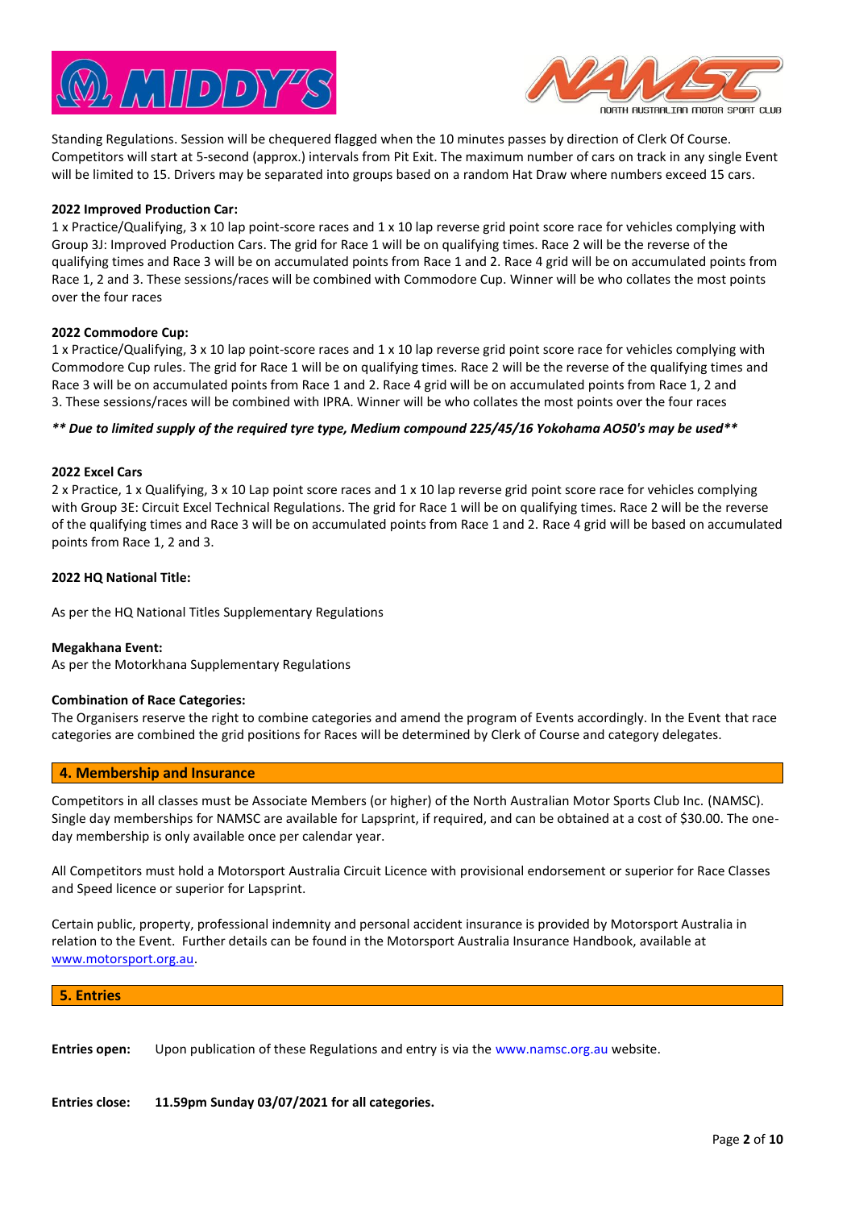Standing Regulations. Session will be chequered flagged when the 10 minutes passes by direction of Clerk Of Course. Competitors will start at 5-second (approx.) intervals from Pit Exit. The maximum number of cars on track in any single Event will be limited to 15. Drivers may be separated into groups based on a random Hat Draw where numbers exceed 15 cars.

**2022 Improved Production Car:**
1 x Practice/Qualifying, 3 x 10 lap point-score races and 1 x 10 lap reverse grid point score race for vehicles complying with Group 3J: Improved Production Cars. The grid for Race 1 will be on qualifying times. Race 2 will be the reverse of the qualifying times and Race 3 will be on accumulated points from Race 1 and 2. Race 4 grid will be on accumulated points from Race 1, 2 and 3. These sessions/races will be combined with Commodore Cup. Winner will be who collates the most points over the four races

**2022 Commodore Cup:**
1 x Practice/Qualifying, 3 x 10 lap point-score races and 1 x 10 lap reverse grid point score race for vehicles complying with Commodore Cup rules. The grid for Race 1 will be on qualifying times. Race 2 will be the reverse of the qualifying times and Race 3 will be on accumulated points from Race 1 and 2. Race 4 grid will be on accumulated points from Race 1, 2 and 3. These sessions/races will be combined with IPRA. Winner will be who collates the most points over the four races

***\*\* Due to limited supply of the required tyre type, Medium compound 225/45/16 Yokohama AO50's may be used\*\****

**2022 Excel Cars**
2 x Practice, 1 x Qualifying, 3 x 10 Lap point score races and 1 x 10 lap reverse grid point score race for vehicles complying with Group 3E: Circuit Excel Technical Regulations. The grid for Race 1 will be on qualifying times. Race 2 will be the reverse of the qualifying times and Race 3 will be on accumulated points from Race 1 and 2. Race 4 grid will be based on accumulated points from Race 1, 2 and 3.

**2022 HQ National Title:**

As per the HQ National Titles Supplementary Regulations

**Megakhana Event:**
As per the Motorkhana Supplementary Regulations

**Combination of Race Categories:**
The Organisers reserve the right to combine categories and amend the program of Events accordingly. In the Event that race categories are combined the grid positions for Races will be determined by Clerk of Course and category delegates.

## 4. Membership and Insurance

Competitors in all classes must be Associate Members (or higher) of the North Australian Motor Sports Club Inc. (NAMSC). Single day memberships for NAMSC are available for Lapsprint, if required, and can be obtained at a cost of $30.00. The one-day membership is only available once per calendar year.

All Competitors must hold a Motorsport Australia Circuit Licence with provisional endorsement or superior for Race Classes and Speed licence or superior for Lapsprint.

Certain public, property, professional indemnity and personal accident insurance is provided by Motorsport Australia in relation to the Event. Further details can be found in the Motorsport Australia Insurance Handbook, available at www.motorsport.org.au.

## 5. Entries

**Entries open:** Upon publication of these Regulations and entry is via the www.namsc.org.au website.

**Entries close:** **11.59pm Sunday 03/07/2021 for all categories.**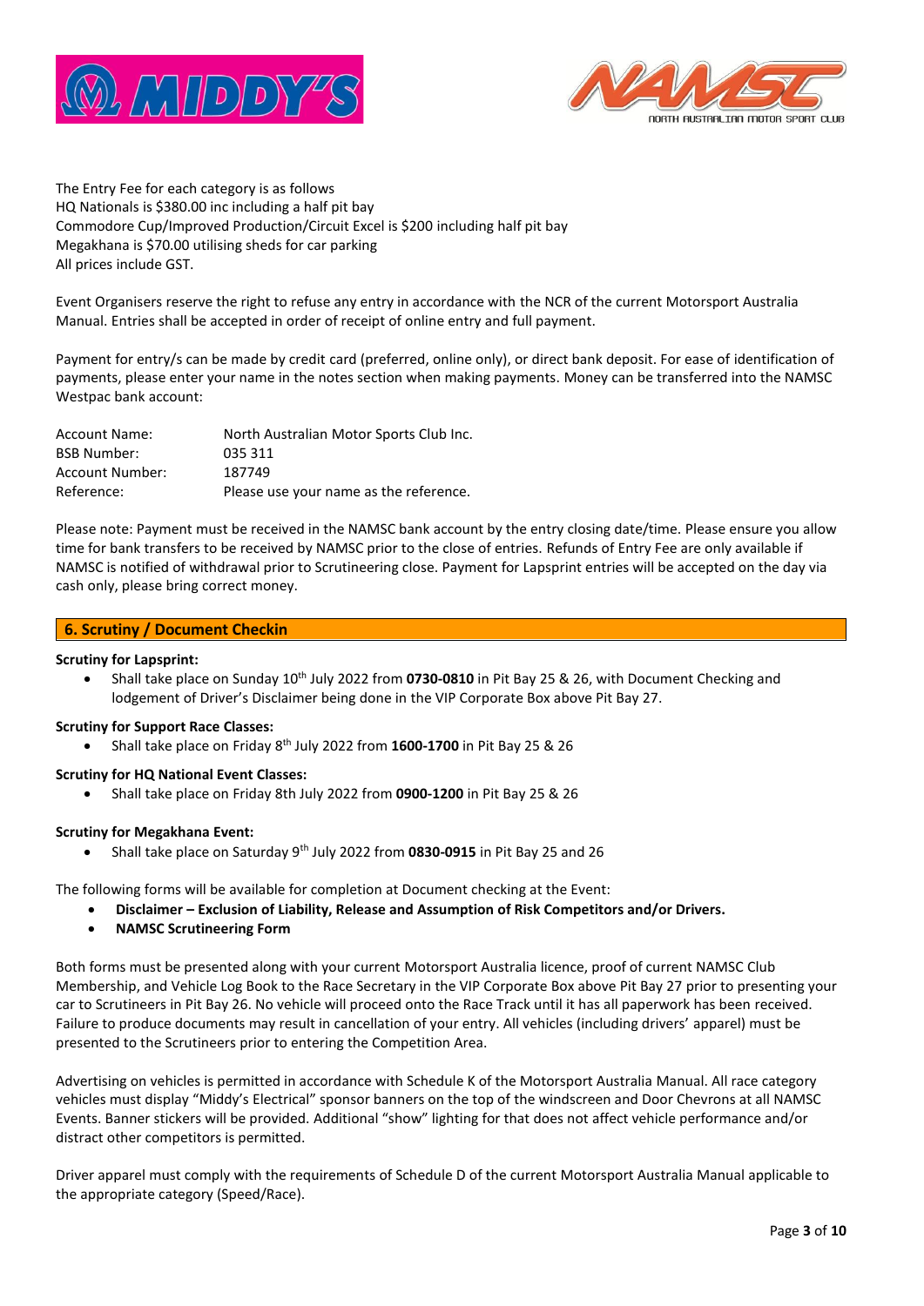The Entry Fee for each category is as follows
HQ Nationals is $380.00 inc including a half pit bay
Commodore Cup/Improved Production/Circuit Excel is $200 including half pit bay
Megakhana is $70.00 utilising sheds for car parking
All prices include GST.

Event Organisers reserve the right to refuse any entry in accordance with the NCR of the current Motorsport Australia Manual. Entries shall be accepted in order of receipt of online entry and full payment.

Payment for entry/s can be made by credit card (preferred, online only), or direct bank deposit. For ease of identification of payments, please enter your name in the notes section when making payments. Money can be transferred into the NAMSC Westpac bank account:

| | |
|---|---|
| Account Name: | North Australian Motor Sports Club Inc. |
| BSB Number: | 035 311 |
| Account Number: | 187749 |
| Reference: | Please use your name as the reference. |

Please note: Payment must be received in the NAMSC bank account by the entry closing date/time. Please ensure you allow time for bank transfers to be received by NAMSC prior to the close of entries. Refunds of Entry Fee are only available if NAMSC is notified of withdrawal prior to Scrutineering close. Payment for Lapsprint entries will be accepted on the day via cash only, please bring correct money.

## 6. Scrutiny / Document Checkin

**Scrutiny for Lapsprint:**

- Shall take place on Sunday 10th July 2022 from **0730-0810** in Pit Bay 25 & 26, with Document Checking and lodgement of Driver's Disclaimer being done in the VIP Corporate Box above Pit Bay 27.

**Scrutiny for Support Race Classes:**

- Shall take place on Friday 8th July 2022 from **1600-1700** in Pit Bay 25 & 26

**Scrutiny for HQ National Event Classes:**

- Shall take place on Friday 8th July 2022 from **0900-1200** in Pit Bay 25 & 26

**Scrutiny for Megakhana Event:**

- Shall take place on Saturday 9th July 2022 from **0830-0915** in Pit Bay 25 and 26

The following forms will be available for completion at Document checking at the Event:

- **Disclaimer – Exclusion of Liability, Release and Assumption of Risk Competitors and/or Drivers.**
- **NAMSC Scrutineering Form**

Both forms must be presented along with your current Motorsport Australia licence, proof of current NAMSC Club Membership, and Vehicle Log Book to the Race Secretary in the VIP Corporate Box above Pit Bay 27 prior to presenting your car to Scrutineers in Pit Bay 26. No vehicle will proceed onto the Race Track until it has all paperwork has been received. Failure to produce documents may result in cancellation of your entry. All vehicles (including drivers' apparel) must be presented to the Scrutineers prior to entering the Competition Area.

Advertising on vehicles is permitted in accordance with Schedule K of the Motorsport Australia Manual. All race category vehicles must display "Middy's Electrical" sponsor banners on the top of the windscreen and Door Chevrons at all NAMSC Events. Banner stickers will be provided. Additional "show" lighting for that does not affect vehicle performance and/or distract other competitors is permitted.

Driver apparel must comply with the requirements of Schedule D of the current Motorsport Australia Manual applicable to the appropriate category (Speed/Race).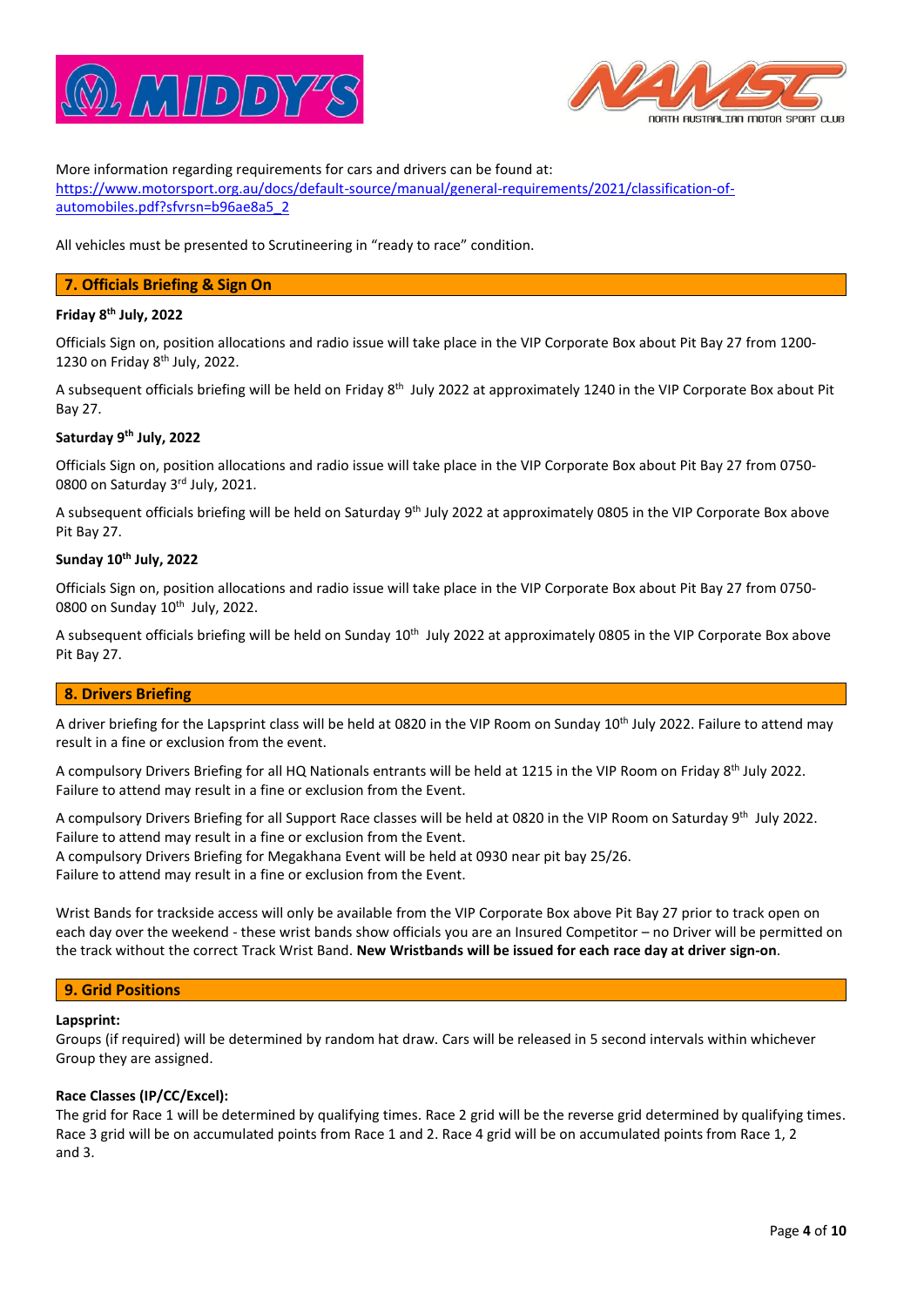More information regarding requirements for cars and drivers can be found at:
https://www.motorsport.org.au/docs/default-source/manual/general-requirements/2021/classification-of-automobiles.pdf?sfvrsn=b96ae8a5_2

All vehicles must be presented to Scrutineering in "ready to race" condition.

## 7. Officials Briefing & Sign On

**Friday 8th July, 2022**

Officials Sign on, position allocations and radio issue will take place in the VIP Corporate Box about Pit Bay 27 from 1200-1230 on Friday 8th July, 2022.

A subsequent officials briefing will be held on Friday 8th July 2022 at approximately 1240 in the VIP Corporate Box about Pit Bay 27.

**Saturday 9th July, 2022**

Officials Sign on, position allocations and radio issue will take place in the VIP Corporate Box about Pit Bay 27 from 0750-0800 on Saturday 3rd July, 2021.

A subsequent officials briefing will be held on Saturday 9th July 2022 at approximately 0805 in the VIP Corporate Box above Pit Bay 27.

**Sunday 10th July, 2022**

Officials Sign on, position allocations and radio issue will take place in the VIP Corporate Box about Pit Bay 27 from 0750-0800 on Sunday 10th July, 2022.

A subsequent officials briefing will be held on Sunday 10th July 2022 at approximately 0805 in the VIP Corporate Box above Pit Bay 27.

## 8. Drivers Briefing

A driver briefing for the Lapsprint class will be held at 0820 in the VIP Room on Sunday 10th July 2022. Failure to attend may result in a fine or exclusion from the event.

A compulsory Drivers Briefing for all HQ Nationals entrants will be held at 1215 in the VIP Room on Friday 8th July 2022. Failure to attend may result in a fine or exclusion from the Event.

A compulsory Drivers Briefing for all Support Race classes will be held at 0820 in the VIP Room on Saturday 9th July 2022. Failure to attend may result in a fine or exclusion from the Event.
A compulsory Drivers Briefing for Megakhana Event will be held at 0930 near pit bay 25/26.
Failure to attend may result in a fine or exclusion from the Event.

Wrist Bands for trackside access will only be available from the VIP Corporate Box above Pit Bay 27 prior to track open on each day over the weekend - these wrist bands show officials you are an Insured Competitor – no Driver will be permitted on the track without the correct Track Wrist Band. **New Wristbands will be issued for each race day at driver sign-on**.

## 9. Grid Positions

**Lapsprint:**
Groups (if required) will be determined by random hat draw. Cars will be released in 5 second intervals within whichever Group they are assigned.

**Race Classes (IP/CC/Excel):**
The grid for Race 1 will be determined by qualifying times. Race 2 grid will be the reverse grid determined by qualifying times. Race 3 grid will be on accumulated points from Race 1 and 2. Race 4 grid will be on accumulated points from Race 1, 2 and 3.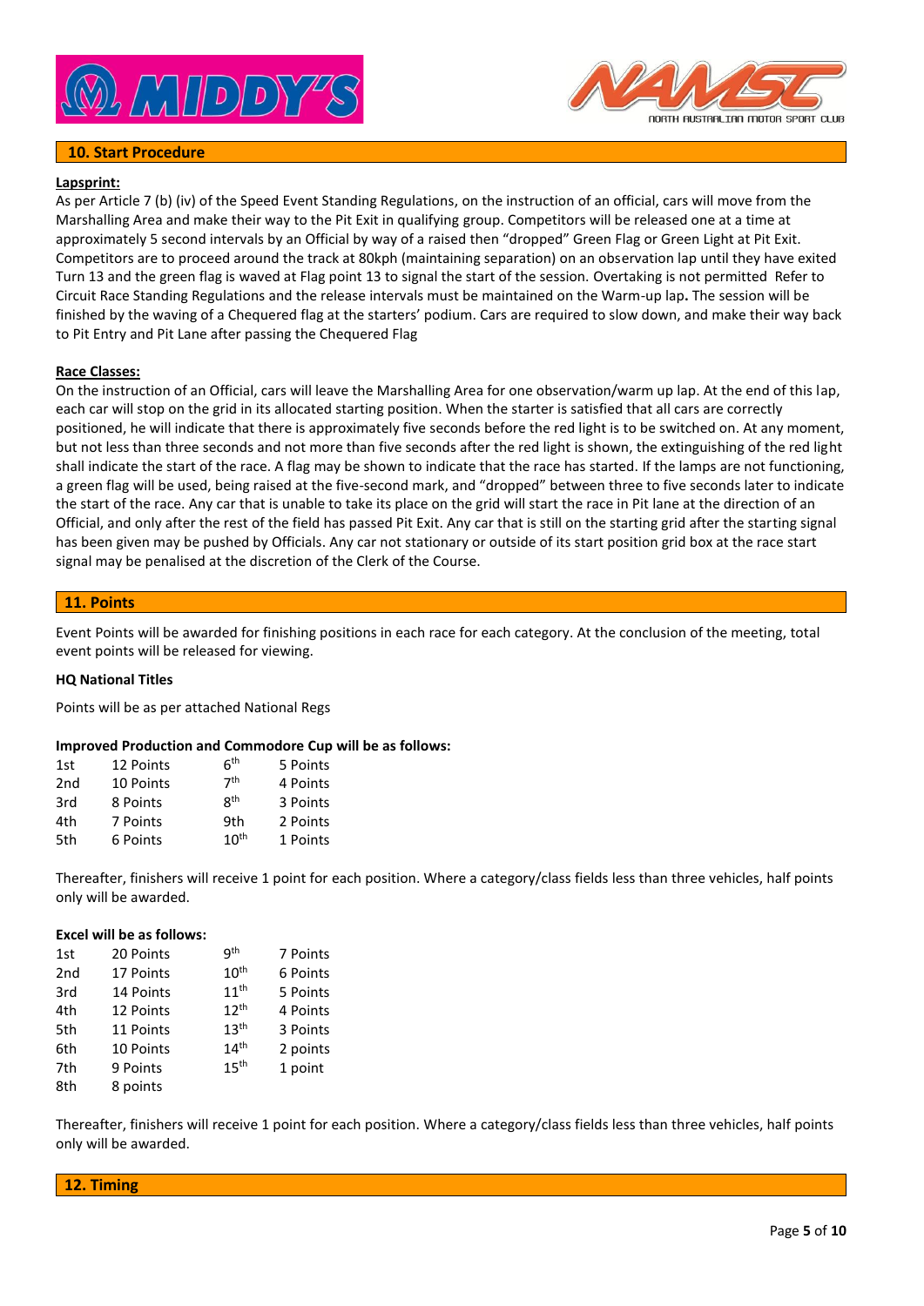## 10. Start Procedure

**Lapsprint:**

As per Article 7 (b) (iv) of the Speed Event Standing Regulations, on the instruction of an official, cars will move from the Marshalling Area and make their way to the Pit Exit in qualifying group. Competitors will be released one at a time at approximately 5 second intervals by an Official by way of a raised then "dropped" Green Flag or Green Light at Pit Exit. Competitors are to proceed around the track at 80kph (maintaining separation) on an observation lap until they have exited Turn 13 and the green flag is waved at Flag point 13 to signal the start of the session. Overtaking is not permitted Refer to Circuit Race Standing Regulations and the release intervals must be maintained on the Warm-up lap**.** The session will be finished by the waving of a Chequered flag at the starters' podium. Cars are required to slow down, and make their way back to Pit Entry and Pit Lane after passing the Chequered Flag

**Race Classes:**

On the instruction of an Official, cars will leave the Marshalling Area for one observation/warm up lap. At the end of this lap, each car will stop on the grid in its allocated starting position. When the starter is satisfied that all cars are correctly positioned, he will indicate that there is approximately five seconds before the red light is to be switched on. At any moment, but not less than three seconds and not more than five seconds after the red light is shown, the extinguishing of the red light shall indicate the start of the race. A flag may be shown to indicate that the race has started. If the lamps are not functioning, a green flag will be used, being raised at the five-second mark, and "dropped" between three to five seconds later to indicate the start of the race. Any car that is unable to take its place on the grid will start the race in Pit lane at the direction of an Official, and only after the rest of the field has passed Pit Exit. Any car that is still on the starting grid after the starting signal has been given may be pushed by Officials. Any car not stationary or outside of its start position grid box at the race start signal may be penalised at the discretion of the Clerk of the Course.

## 11. Points

Event Points will be awarded for finishing positions in each race for each category. At the conclusion of the meeting, total event points will be released for viewing.

**HQ National Titles**

Points will be as per attached National Regs

**Improved Production and Commodore Cup will be as follows:**

| | | | |
|---|---|---|---|
| 1st | 12 Points | 6th | 5 Points |
| 2nd | 10 Points | 7th | 4 Points |
| 3rd | 8 Points | 8th | 3 Points |
| 4th | 7 Points | 9th | 2 Points |
| 5th | 6 Points | 10th | 1 Points |

Thereafter, finishers will receive 1 point for each position. Where a category/class fields less than three vehicles, half points only will be awarded.

**Excel will be as follows:**

| | | | |
|---|---|---|---|
| 1st | 20 Points | 9th | 7 Points |
| 2nd | 17 Points | 10th | 6 Points |
| 3rd | 14 Points | 11th | 5 Points |
| 4th | 12 Points | 12th | 4 Points |
| 5th | 11 Points | 13th | 3 Points |
| 6th | 10 Points | 14th | 2 points |
| 7th | 9 Points | 15th | 1 point |
| 8th | 8 points | | |

Thereafter, finishers will receive 1 point for each position. Where a category/class fields less than three vehicles, half points only will be awarded.

## 12. Timing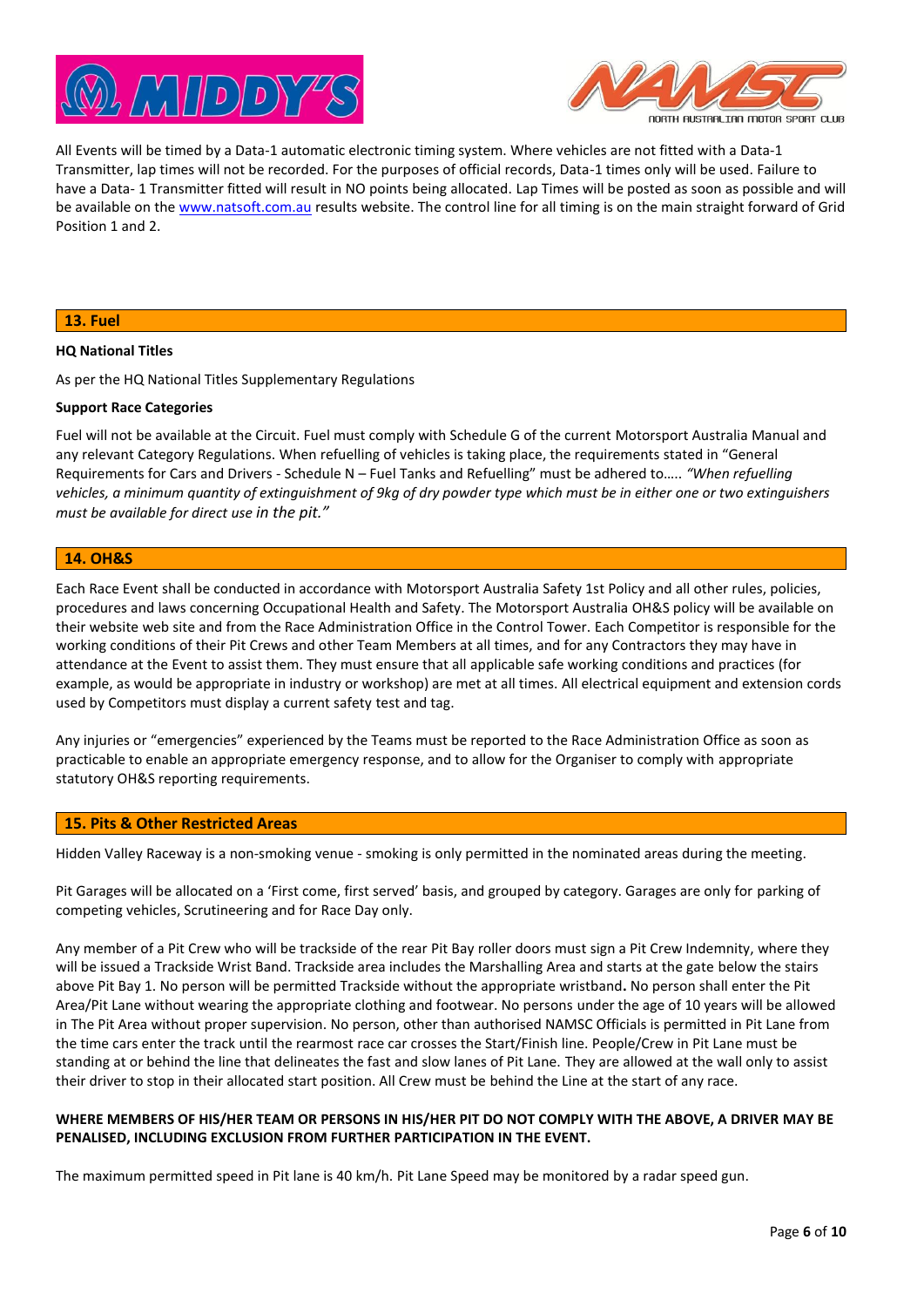All Events will be timed by a Data-1 automatic electronic timing system. Where vehicles are not fitted with a Data-1 Transmitter, lap times will not be recorded. For the purposes of official records, Data-1 times only will be used. Failure to have a Data- 1 Transmitter fitted will result in NO points being allocated. Lap Times will be posted as soon as possible and will be available on the [www.natsoft.com.au](http://www.natsoft.com.au) results website. The control line for all timing is on the main straight forward of Grid Position 1 and 2.

## 13. Fuel

**HQ National Titles**

As per the HQ National Titles Supplementary Regulations

**Support Race Categories**

Fuel will not be available at the Circuit. Fuel must comply with Schedule G of the current Motorsport Australia Manual and any relevant Category Regulations. When refuelling of vehicles is taking place, the requirements stated in "General Requirements for Cars and Drivers - Schedule N – Fuel Tanks and Refuelling" must be adhered to….. *"When refuelling vehicles, a minimum quantity of extinguishment of 9kg of dry powder type which must be in either one or two extinguishers must be available for direct use in the pit."*

## 14. OH&S

Each Race Event shall be conducted in accordance with Motorsport Australia Safety 1st Policy and all other rules, policies, procedures and laws concerning Occupational Health and Safety. The Motorsport Australia OH&S policy will be available on their website web site and from the Race Administration Office in the Control Tower. Each Competitor is responsible for the working conditions of their Pit Crews and other Team Members at all times, and for any Contractors they may have in attendance at the Event to assist them. They must ensure that all applicable safe working conditions and practices (for example, as would be appropriate in industry or workshop) are met at all times. All electrical equipment and extension cords used by Competitors must display a current safety test and tag.

Any injuries or "emergencies" experienced by the Teams must be reported to the Race Administration Office as soon as practicable to enable an appropriate emergency response, and to allow for the Organiser to comply with appropriate statutory OH&S reporting requirements.

## 15. Pits & Other Restricted Areas

Hidden Valley Raceway is a non-smoking venue - smoking is only permitted in the nominated areas during the meeting.

Pit Garages will be allocated on a 'First come, first served' basis, and grouped by category. Garages are only for parking of competing vehicles, Scrutineering and for Race Day only.

Any member of a Pit Crew who will be trackside of the rear Pit Bay roller doors must sign a Pit Crew Indemnity, where they will be issued a Trackside Wrist Band. Trackside area includes the Marshalling Area and starts at the gate below the stairs above Pit Bay 1. No person will be permitted Trackside without the appropriate wristband**.** No person shall enter the Pit Area/Pit Lane without wearing the appropriate clothing and footwear. No persons under the age of 10 years will be allowed in The Pit Area without proper supervision. No person, other than authorised NAMSC Officials is permitted in Pit Lane from the time cars enter the track until the rearmost race car crosses the Start/Finish line. People/Crew in Pit Lane must be standing at or behind the line that delineates the fast and slow lanes of Pit Lane. They are allowed at the wall only to assist their driver to stop in their allocated start position. All Crew must be behind the Line at the start of any race.

**WHERE MEMBERS OF HIS/HER TEAM OR PERSONS IN HIS/HER PIT DO NOT COMPLY WITH THE ABOVE, A DRIVER MAY BE PENALISED, INCLUDING EXCLUSION FROM FURTHER PARTICIPATION IN THE EVENT.**

The maximum permitted speed in Pit lane is 40 km/h. Pit Lane Speed may be monitored by a radar speed gun.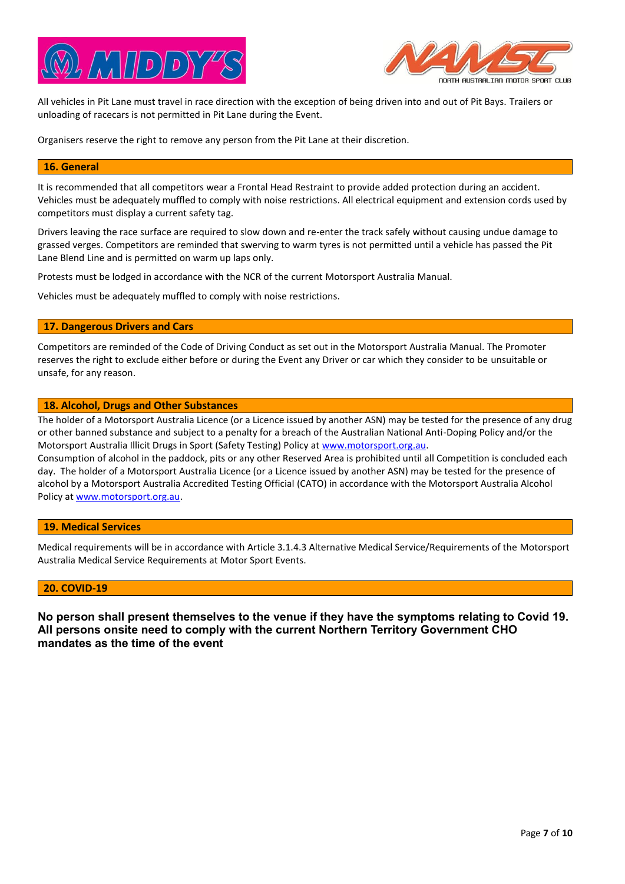All vehicles in Pit Lane must travel in race direction with the exception of being driven into and out of Pit Bays. Trailers or unloading of racecars is not permitted in Pit Lane during the Event.

Organisers reserve the right to remove any person from the Pit Lane at their discretion.

## 16. General

It is recommended that all competitors wear a Frontal Head Restraint to provide added protection during an accident. Vehicles must be adequately muffled to comply with noise restrictions. All electrical equipment and extension cords used by competitors must display a current safety tag.

Drivers leaving the race surface are required to slow down and re-enter the track safely without causing undue damage to grassed verges. Competitors are reminded that swerving to warm tyres is not permitted until a vehicle has passed the Pit Lane Blend Line and is permitted on warm up laps only.

Protests must be lodged in accordance with the NCR of the current Motorsport Australia Manual.

Vehicles must be adequately muffled to comply with noise restrictions.

## 17. Dangerous Drivers and Cars

Competitors are reminded of the Code of Driving Conduct as set out in the Motorsport Australia Manual. The Promoter reserves the right to exclude either before or during the Event any Driver or car which they consider to be unsuitable or unsafe, for any reason.

## 18. Alcohol, Drugs and Other Substances

The holder of a Motorsport Australia Licence (or a Licence issued by another ASN) may be tested for the presence of any drug or other banned substance and subject to a penalty for a breach of the Australian National Anti-Doping Policy and/or the Motorsport Australia Illicit Drugs in Sport (Safety Testing) Policy at www.motorsport.org.au.
Consumption of alcohol in the paddock, pits or any other Reserved Area is prohibited until all Competition is concluded each day. The holder of a Motorsport Australia Licence (or a Licence issued by another ASN) may be tested for the presence of alcohol by a Motorsport Australia Accredited Testing Official (CATO) in accordance with the Motorsport Australia Alcohol Policy at www.motorsport.org.au.

## 19. Medical Services

Medical requirements will be in accordance with Article 3.1.4.3 Alternative Medical Service/Requirements of the Motorsport Australia Medical Service Requirements at Motor Sport Events.

## 20. COVID-19

**No person shall present themselves to the venue if they have the symptoms relating to Covid 19. All persons onsite need to comply with the current Northern Territory Government CHO mandates as the time of the event**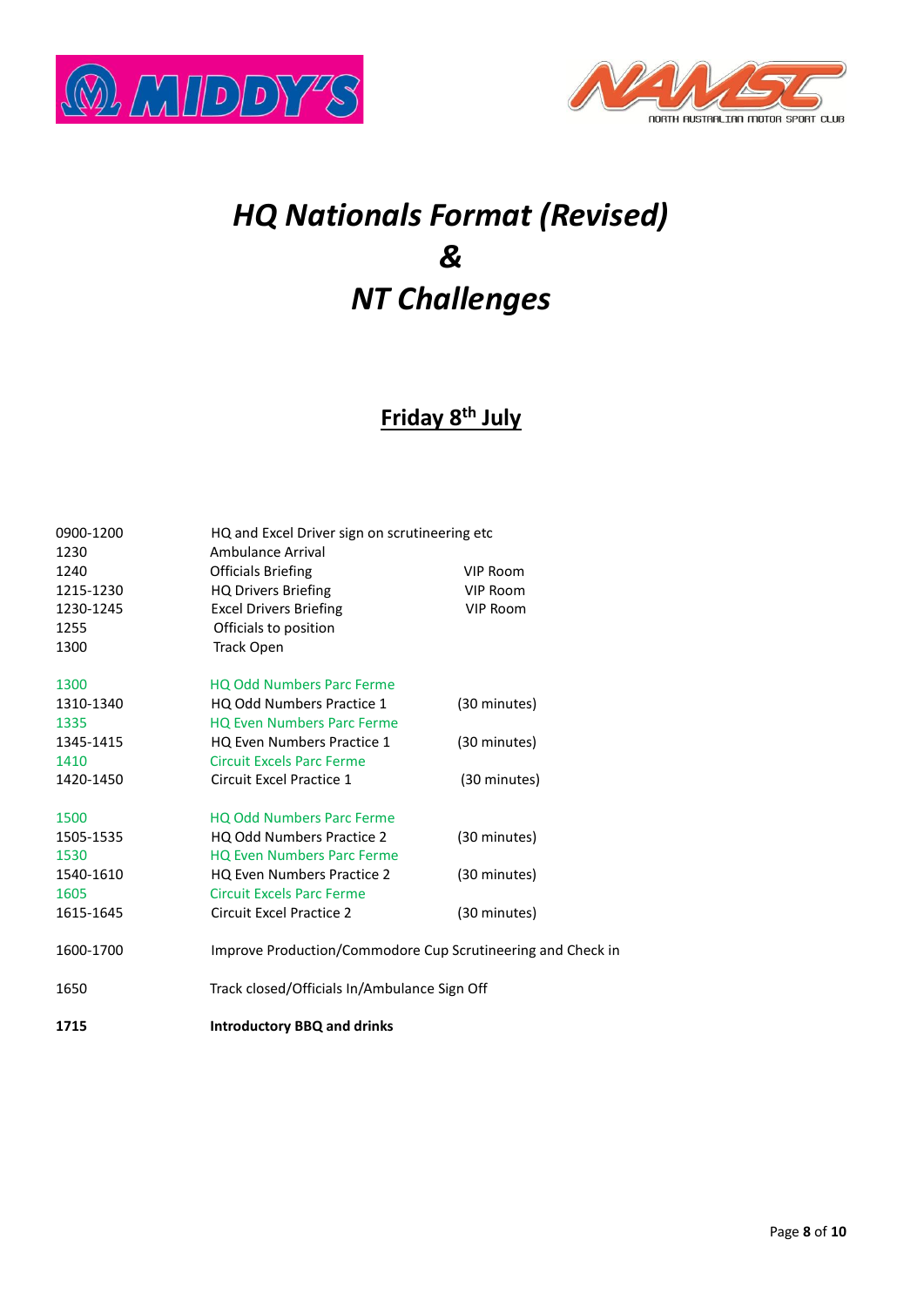# *HQ Nationals Format (Revised)*
# *&*
# *NT Challenges*

## Friday 8th July

| | | |
|---|---|---|
| 0900-1200 | HQ and Excel Driver sign on scrutineering etc | |
| 1230 | Ambulance Arrival | |
| 1240 | Officials Briefing | VIP Room |
| 1215-1230 | HQ Drivers Briefing | VIP Room |
| 1230-1245 | Excel Drivers Briefing | VIP Room |
| 1255 | Officials to position | |
| 1300 | Track Open | |
| | | |
| 1300 | HQ Odd Numbers Parc Ferme | |
| 1310-1340 | HQ Odd Numbers Practice 1 | (30 minutes) |
| 1335 | HQ Even Numbers Parc Ferme | |
| 1345-1415 | HQ Even Numbers Practice 1 | (30 minutes) |
| 1410 | Circuit Excels Parc Ferme | |
| 1420-1450 | Circuit Excel Practice 1 | (30 minutes) |
| | | |
| 1500 | HQ Odd Numbers Parc Ferme | |
| 1505-1535 | HQ Odd Numbers Practice 2 | (30 minutes) |
| 1530 | HQ Even Numbers Parc Ferme | |
| 1540-1610 | HQ Even Numbers Practice 2 | (30 minutes) |
| 1605 | Circuit Excels Parc Ferme | |
| 1615-1645 | Circuit Excel Practice 2 | (30 minutes) |
| | | |
| 1600-1700 | Improve Production/Commodore Cup Scrutineering and Check in | |
| | | |
| 1650 | Track closed/Officials In/Ambulance Sign Off | |
| | | |
| **1715** | **Introductory BBQ and drinks** | |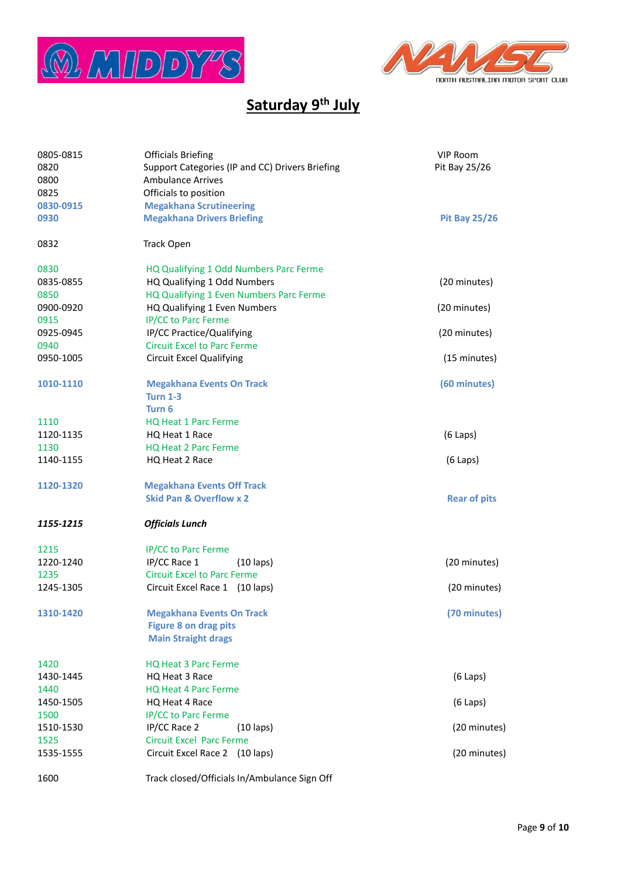## Saturday 9th July

| | | |
|---|---|---|
| 0805-0815 | Officials Briefing | VIP Room |
| 0820 | Support Categories (IP and CC) Drivers Briefing | Pit Bay 25/26 |
| 0800 | Ambulance Arrives | |
| 0825 | Officials to position | |
| **0830-0915** | **Megakhana Scrutineering** | |
| **0930** | **Megakhana Drivers Briefing** | **Pit Bay 25/26** |
| | | |
| 0832 | Track Open | |
| | | |
| 0830 | HQ Qualifying 1 Odd Numbers Parc Ferme | |
| 0835-0855 | HQ Qualifying 1 Odd Numbers | (20 minutes) |
| 0850 | HQ Qualifying 1 Even Numbers Parc Ferme | |
| 0900-0920 | HQ Qualifying 1 Even Numbers | (20 minutes) |
| 0915 | IP/CC to Parc Ferme | |
| 0925-0945 | IP/CC Practice/Qualifying | (20 minutes) |
| 0940 | Circuit Excel to Parc Ferme | |
| 0950-1005 | Circuit Excel Qualifying | (15 minutes) |
| | | |
| **1010-1110** | **Megakhana Events On Track**<br>**Turn 1-3**<br>**Turn 6** | **(60 minutes)** |
| 1110 | HQ Heat 1 Parc Ferme | |
| 1120-1135 | HQ Heat 1 Race | (6 Laps) |
| 1130 | HQ Heat 2 Parc Ferme | |
| 1140-1155 | HQ Heat 2 Race | (6 Laps) |
| | | |
| **1120-1320** | **Megakhana Events Off Track**<br>**Skid Pan & Overflow x 2** | **Rear of pits** |
| | | |
| ***1155-1215*** | ***Officials Lunch*** | |
| | | |
| 1215 | IP/CC to Parc Ferme | |
| 1220-1240 | IP/CC Race 1 (10 laps) | (20 minutes) |
| 1235 | Circuit Excel to Parc Ferme | |
| 1245-1305 | Circuit Excel Race 1 (10 laps) | (20 minutes) |
| | | |
| **1310-1420** | **Megakhana Events On Track**<br>**Figure 8 on drag pits**<br>**Main Straight drags** | **(70 minutes)** |
| | | |
| 1420 | HQ Heat 3 Parc Ferme | |
| 1430-1445 | HQ Heat 3 Race | (6 Laps) |
| 1440 | HQ Heat 4 Parc Ferme | |
| 1450-1505 | HQ Heat 4 Race | (6 Laps) |
| 1500 | IP/CC to Parc Ferme | |
| 1510-1530 | IP/CC Race 2 (10 laps) | (20 minutes) |
| 1525 | Circuit Excel Parc Ferme | |
| 1535-1555 | Circuit Excel Race 2 (10 laps) | (20 minutes) |
| | | |
| 1600 | Track closed/Officials In/Ambulance Sign Off | |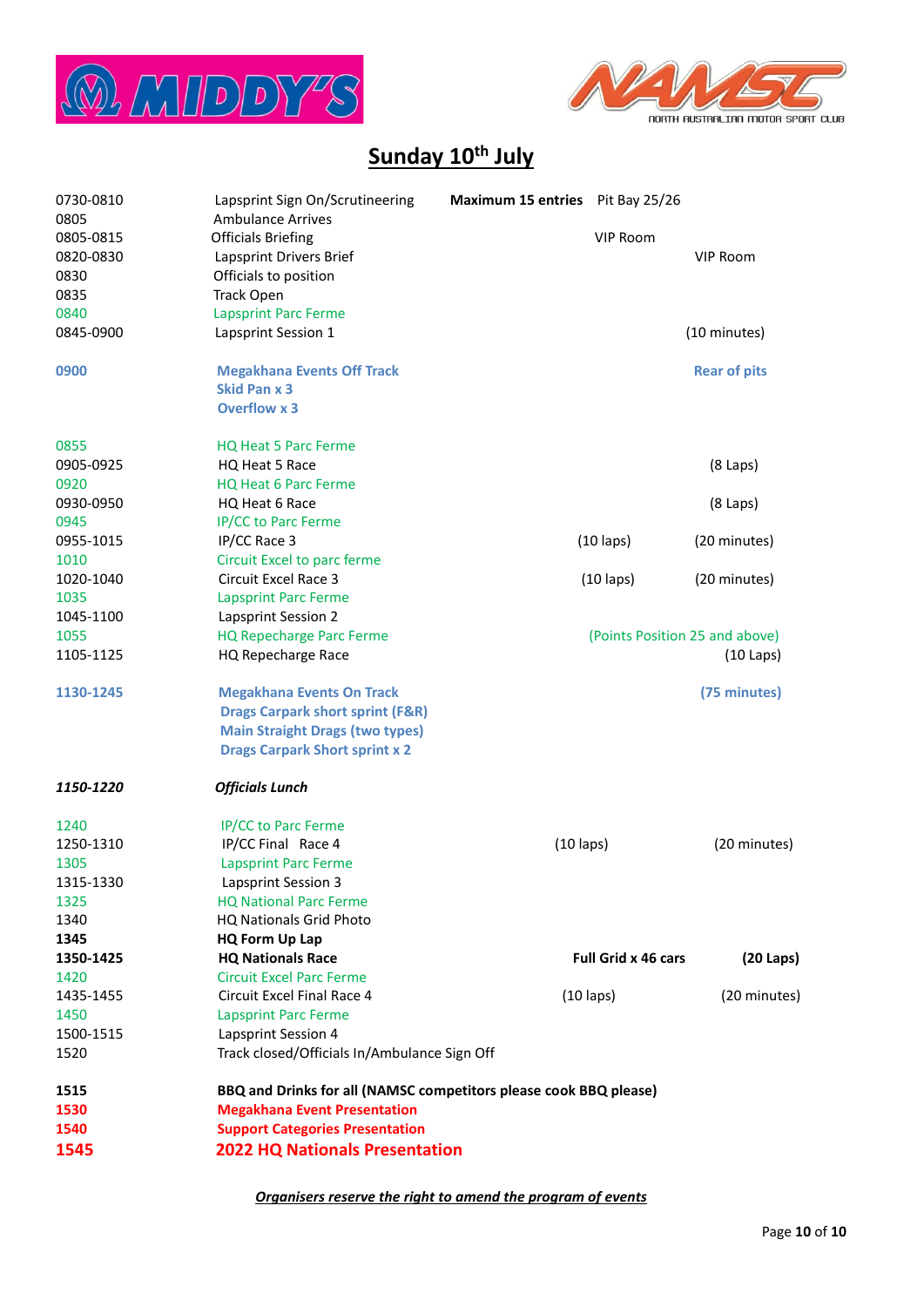MIDDY'S

NAMSC NORTH AUSTRALIAN MOTOR SPORT CLUB

# Sunday 10th July

| | | | |
|---|---|---|---|
| 0730-0810 | Lapsprint Sign On/Scrutineering | **Maximum 15 entries** Pit Bay 25/26 | |
| 0805 | Ambulance Arrives | | |
| 0805-0815 | Officials Briefing | VIP Room | |
| 0820-0830 | Lapsprint Drivers Brief | | VIP Room |
| 0830 | Officials to position | | |
| 0835 | Track Open | | |
| 0840 | Lapsprint Parc Ferme | | |
| 0845-0900 | Lapsprint Session 1 | | (10 minutes) |
| **0900** | **Megakhana Events Off Track**<br>**Skid Pan x 3**<br>**Overflow x 3** | | **Rear of pits** |
| 0855 | HQ Heat 5 Parc Ferme | | |
| 0905-0925 | HQ Heat 5 Race | | (8 Laps) |
| 0920 | HQ Heat 6 Parc Ferme | | |
| 0930-0950 | HQ Heat 6 Race | | (8 Laps) |
| 0945 | IP/CC to Parc Ferme | | |
| 0955-1015 | IP/CC Race 3 | (10 laps) | (20 minutes) |
| 1010 | Circuit Excel to parc ferme | | |
| 1020-1040 | Circuit Excel Race 3 | (10 laps) | (20 minutes) |
| 1035 | Lapsprint Parc Ferme | | |
| 1045-1100 | Lapsprint Session 2 | | |
| 1055 | HQ Repecharge Parc Ferme | (Points Position 25 and above) | |
| 1105-1125 | HQ Repecharge Race | | (10 Laps) |
| **1130-1245** | **Megakhana Events On Track**<br>**Drags Carpark short sprint (F&R)**<br>**Main Straight Drags (two types)**<br>**Drags Carpark Short sprint x 2** | | **(75 minutes)** |
| ***1150-1220*** | ***Officials Lunch*** | | |
| 1240 | IP/CC to Parc Ferme | | |
| 1250-1310 | IP/CC Final Race 4 | (10 laps) | (20 minutes) |
| 1305 | Lapsprint Parc Ferme | | |
| 1315-1330 | Lapsprint Session 3 | | |
| 1325 | HQ National Parc Ferme | | |
| 1340 | HQ Nationals Grid Photo | | |
| **1345** | **HQ Form Up Lap** | | |
| **1350-1425** | **HQ Nationals Race** | **Full Grid x 46 cars** | **(20 Laps)** |
| 1420 | Circuit Excel Parc Ferme | | |
| 1435-1455 | Circuit Excel Final Race 4 | (10 laps) | (20 minutes) |
| 1450 | Lapsprint Parc Ferme | | |
| 1500-1515 | Lapsprint Session 4 | | |
| 1520 | Track closed/Officials In/Ambulance Sign Off | | |
| **1515** | **BBQ and Drinks for all (NAMSC competitors please cook BBQ please)** | | |
| **1530** | **Megakhana Event Presentation** | | |
| **1540** | **Support Categories Presentation** | | |
| **1545** | **2022 HQ Nationals Presentation** | | |

***Organisers reserve the right to amend the program of events***